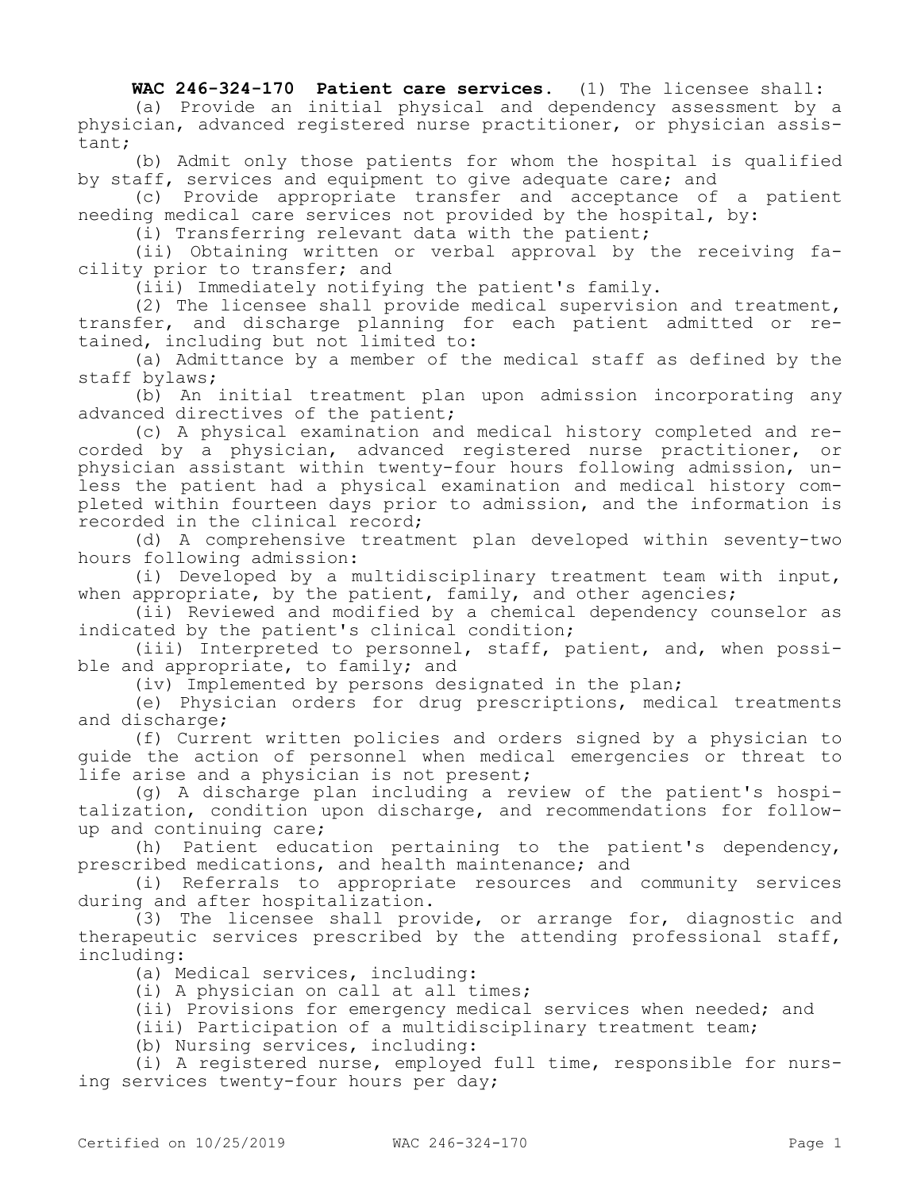**WAC 246-324-170 Patient care services.** (1) The licensee shall:

(a) Provide an initial physical and dependency assessment by a physician, advanced registered nurse practitioner, or physician assistant;

(b) Admit only those patients for whom the hospital is qualified by staff, services and equipment to give adequate care; and

(c) Provide appropriate transfer and acceptance of a patient needing medical care services not provided by the hospital, by:

(i) Transferring relevant data with the patient;

(ii) Obtaining written or verbal approval by the receiving facility prior to transfer; and

(iii) Immediately notifying the patient's family.

(2) The licensee shall provide medical supervision and treatment, transfer, and discharge planning for each patient admitted or retained, including but not limited to:

(a) Admittance by a member of the medical staff as defined by the staff bylaws;

(b) An initial treatment plan upon admission incorporating any advanced directives of the patient;

(c) A physical examination and medical history completed and recorded by a physician, advanced registered nurse practitioner, or physician assistant within twenty-four hours following admission, unless the patient had a physical examination and medical history completed within fourteen days prior to admission, and the information is recorded in the clinical record;

(d) A comprehensive treatment plan developed within seventy-two hours following admission:

(i) Developed by a multidisciplinary treatment team with input, when appropriate, by the patient, family, and other agencies;

(ii) Reviewed and modified by a chemical dependency counselor as indicated by the patient's clinical condition;

(iii) Interpreted to personnel, staff, patient, and, when possible and appropriate, to family; and

(iv) Implemented by persons designated in the plan;

(e) Physician orders for drug prescriptions, medical treatments and discharge;

(f) Current written policies and orders signed by a physician to guide the action of personnel when medical emergencies or threat to life arise and a physician is not present;

(g) A discharge plan including a review of the patient's hospitalization, condition upon discharge, and recommendations for follow-up and continuing care;

(h) Patient education pertaining to the patient's dependency, prescribed medications, and health maintenance; and

(i) Referrals to appropriate resources and community services during and after hospitalization.

(3) The licensee shall provide, or arrange for, diagnostic and therapeutic services prescribed by the attending professional staff, including:

(a) Medical services, including:

(i) A physician on call at all times;

(ii) Provisions for emergency medical services when needed; and

(iii) Participation of a multidisciplinary treatment team;

(b) Nursing services, including:

(i) A registered nurse, employed full time, responsible for nursing services twenty-four hours per day;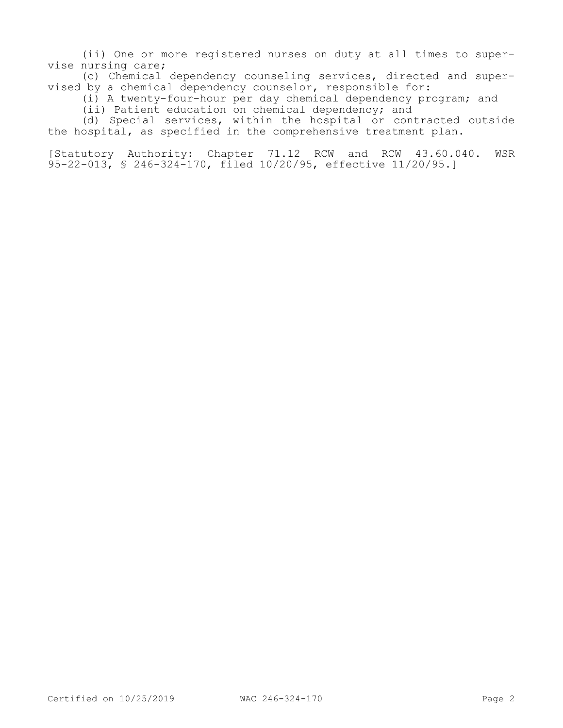(ii) One or more registered nurses on duty at all times to supervise nursing care;

(c) Chemical dependency counseling services, directed and supervised by a chemical dependency counselor, responsible for:

(i) A twenty-four-hour per day chemical dependency program; and

(ii) Patient education on chemical dependency; and

(d) Special services, within the hospital or contracted outside the hospital, as specified in the comprehensive treatment plan.

[Statutory Authority: Chapter 71.12 RCW and RCW 43.60.040. WSR 95-22-013, § 246-324-170, filed 10/20/95, effective 11/20/95.]